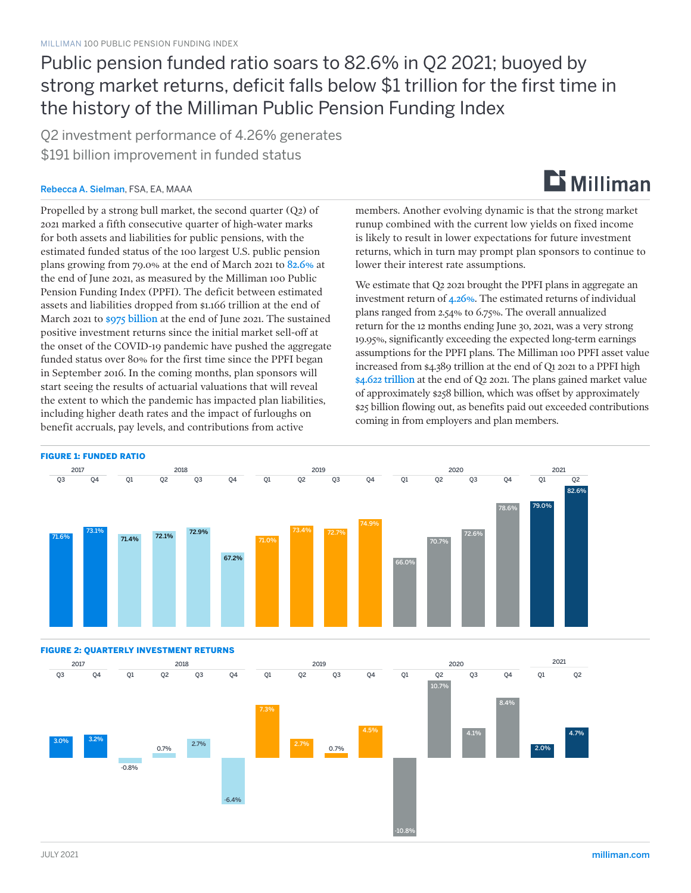MILLIMAN 100 PUBLIC PENSION FUNDING INDEX

# Public pension funded ratio soars to 82.6% in Q2 2021; buoyed by strong market returns, deficit falls below $1 trillion for the first time in the history of the Milliman Public Pension Funding Index

## Q2 investment performance of 4.26% generates $191 billion improvement in funded status

Rebecca A. Sielman, FSA, EA, MAAA

Propelled by a strong bull market, the second quarter (Q2) of 2021 marked a fifth consecutive quarter of high-water marks for both assets and liabilities for public pensions, with the estimated funded status of the 100 largest U.S. public pension plans growing from 79.0% at the end of March 2021 to 82.6% at the end of June 2021, as measured by the Milliman 100 Public Pension Funding Index (PPFI). The deficit between estimated assets and liabilities dropped from $1.166 trillion at the end of March 2021 to $975 billion at the end of June 2021. The sustained positive investment returns since the initial market sell-off at the onset of the COVID-19 pandemic have pushed the aggregate funded status over 80% for the first time since the PPFI began in September 2016. In the coming months, plan sponsors will start seeing the results of actuarial valuations that will reveal the extent to which the pandemic has impacted plan liabilities, including higher death rates and the impact of furloughs on benefit accruals, pay levels, and contributions from active members. Another evolving dynamic is that the strong market runup combined with the current low yields on fixed income is likely to result in lower expectations for future investment returns, which in turn may prompt plan sponsors to continue to lower their interest rate assumptions.

We estimate that Q2 2021 brought the PPFI plans in aggregate an investment return of 4.26%. The estimated returns of individual plans ranged from 2.54% to 6.75%. The overall annualized return for the 12 months ending June 30, 2021, was a very strong 19.95%, significantly exceeding the expected long-term earnings assumptions for the PPFI plans. The Milliman 100 PPFI asset value increased from $4.389 trillion at the end of Q1 2021 to a PPFI high $4.622 trillion at the end of Q2 2021. The plans gained market value of approximately $258 billion, which was offset by approximately $25 billion flowing out, as benefits paid out exceeded contributions coming in from employers and plan members.

**FIGURE 1: FUNDED RATIO**

2017: Q3 71.6%, Q4 73.1%
2018: Q1 71.4%, Q2 72.1%, Q3 72.9%, Q4 67.2%
2019: Q1 71.0%, Q2 73.4%, Q3 72.7%, Q4 74.9%
2020: Q1 66.0%, Q2 70.7%, Q3 72.6%, Q4 78.6%
2021: Q1 79.0%, Q2 82.6%

**FIGURE 2: QUARTERLY INVESTMENT RETURNS**

2017: Q3 3.0%, Q4 3.2%
2018: Q1 -0.8%, Q2 0.7%, Q3 2.7%, Q4 -6.4%
2019: Q1 7.3%, Q2 2.7%, Q3 0.7%, Q4 4.5%
2020: Q1 -10.8%, Q2 10.7%, Q3 4.1%, Q4 8.4%
2021: Q1 2.0%, Q2 4.7%

JULY 2021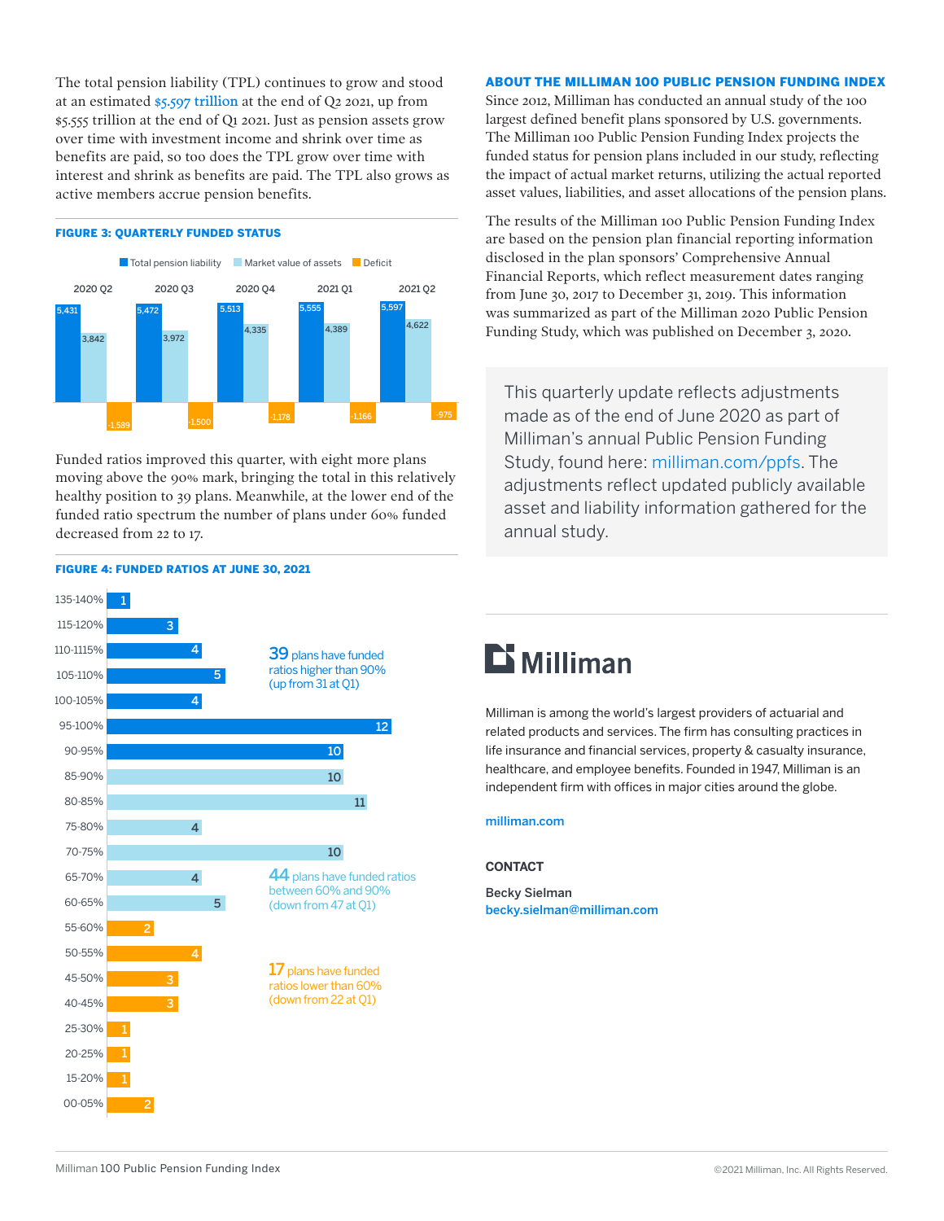The total pension liability (TPL) continues to grow and stood at an estimated $5.597 trillion at the end of Q2 2021, up from $5.555 trillion at the end of Q1 2021. Just as pension assets grow over time with investment income and shrink over time as benefits are paid, so too does the TPL grow over time with interest and shrink as benefits are paid. The TPL also grows as active members accrue pension benefits.

**FIGURE 3: QUARTERLY FUNDED STATUS**

Total pension liability
Market value of assets
Deficit

2020 Q2
5,431
3,842
-1,589

2020 Q3
5,472
3,972
-1,500

2020 Q4
5,513
4,335
-1,178

2021 Q1
5,555
4,389
-1,166

2021 Q2
5,597
4,622
-975

Funded ratios improved this quarter, with eight more plans moving above the 90% mark, bringing the total in this relatively healthy position to 39 plans. Meanwhile, at the lower end of the funded ratio spectrum the number of plans under 60% funded decreased from 22 to 17.

**FIGURE 4: FUNDED RATIOS AT JUNE 30, 2021**

135-140% 1
115-120% 3
110-1115% 4
105-110% 5
100-105% 4
95-100% 12
90-95% 10
85-90% 10
80-85% 11
75-80% 4
70-75% 10
65-70% 4
60-65% 5
55-60% 2
50-55% 4
45-50% 3
40-45% 3
25-30% 1
20-25% 1
15-20% 1
00-05% 2

39 plans have funded ratios higher than 90% (up from 31 at Q1)

44 plans have funded ratios between 60% and 90% (down from 47 at Q1)

17 plans have funded ratios lower than 60% (down from 22 at Q1)

### ABOUT THE MILLIMAN 100 PUBLIC PENSION FUNDING INDEX

Since 2012, Milliman has conducted an annual study of the 100 largest defined benefit plans sponsored by U.S. governments. The Milliman 100 Public Pension Funding Index projects the funded status for pension plans included in our study, reflecting the impact of actual market returns, utilizing the actual reported asset values, liabilities, and asset allocations of the pension plans.

The results of the Milliman 100 Public Pension Funding Index are based on the pension plan financial reporting information disclosed in the plan sponsors' Comprehensive Annual Financial Reports, which reflect measurement dates ranging from June 30, 2017 to December 31, 2019. This information was summarized as part of the Milliman 2020 Public Pension Funding Study, which was published on December 3, 2020.

This quarterly update reflects adjustments made as of the end of June 2020 as part of Milliman's annual Public Pension Funding Study, found here: milliman.com/ppfs. The adjustments reflect updated publicly available asset and liability information gathered for the annual study.

Milliman

Milliman is among the world's largest providers of actuarial and related products and services. The firm has consulting practices in life insurance and financial services, property & casualty insurance, healthcare, and employee benefits. Founded in 1947, Milliman is an independent firm with offices in major cities around the globe.

milliman.com

**CONTACT**

Becky Sielman
becky.sielman@milliman.com

©2021 Milliman, Inc. All Rights Reserved.